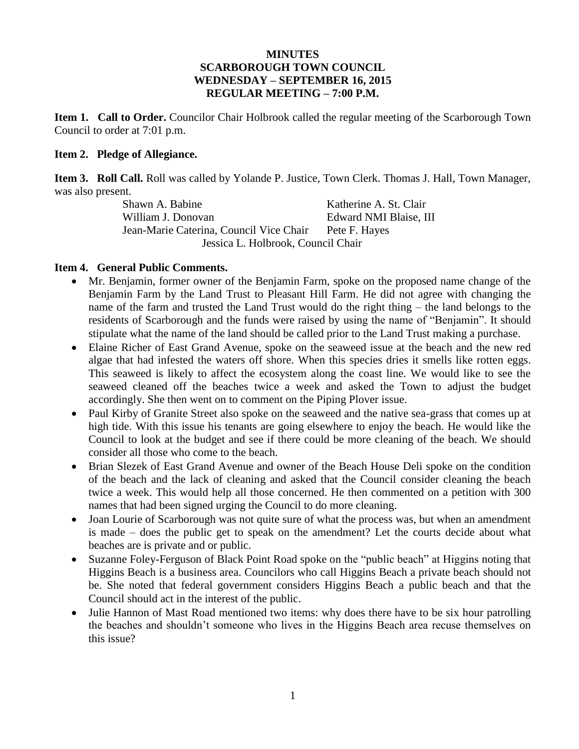# MINUTES
# SCARBOROUGH TOWN COUNCIL
# WEDNESDAY – SEPTEMBER 16, 2015
# REGULAR MEETING – 7:00 P.M.

**Item 1. Call to Order.** Councilor Chair Holbrook called the regular meeting of the Scarborough Town Council to order at 7:01 p.m.

**Item 2. Pledge of Allegiance.**

**Item 3. Roll Call.** Roll was called by Yolande P. Justice, Town Clerk. Thomas J. Hall, Town Manager, was also present.

| | |
|---|---|
| Shawn A. Babine | Katherine A. St. Clair |
| William J. Donovan | Edward NMI Blaise, III |
| Jean-Marie Caterina, Council Vice Chair | Pete F. Hayes |

Jessica L. Holbrook, Council Chair

**Item 4. General Public Comments.**

- Mr. Benjamin, former owner of the Benjamin Farm, spoke on the proposed name change of the Benjamin Farm by the Land Trust to Pleasant Hill Farm. He did not agree with changing the name of the farm and trusted the Land Trust would do the right thing – the land belongs to the residents of Scarborough and the funds were raised by using the name of "Benjamin". It should stipulate what the name of the land should be called prior to the Land Trust making a purchase.
- Elaine Richer of East Grand Avenue, spoke on the seaweed issue at the beach and the new red algae that had infested the waters off shore. When this species dries it smells like rotten eggs. This seaweed is likely to affect the ecosystem along the coast line. We would like to see the seaweed cleaned off the beaches twice a week and asked the Town to adjust the budget accordingly. She then went on to comment on the Piping Plover issue.
- Paul Kirby of Granite Street also spoke on the seaweed and the native sea-grass that comes up at high tide. With this issue his tenants are going elsewhere to enjoy the beach. He would like the Council to look at the budget and see if there could be more cleaning of the beach. We should consider all those who come to the beach.
- Brian Slezek of East Grand Avenue and owner of the Beach House Deli spoke on the condition of the beach and the lack of cleaning and asked that the Council consider cleaning the beach twice a week. This would help all those concerned. He then commented on a petition with 300 names that had been signed urging the Council to do more cleaning.
- Joan Lourie of Scarborough was not quite sure of what the process was, but when an amendment is made – does the public get to speak on the amendment? Let the courts decide about what beaches are is private and or public.
- Suzanne Foley-Ferguson of Black Point Road spoke on the "public beach" at Higgins noting that Higgins Beach is a business area. Councilors who call Higgins Beach a private beach should not be. She noted that federal government considers Higgins Beach a public beach and that the Council should act in the interest of the public.
- Julie Hannon of Mast Road mentioned two items: why does there have to be six hour patrolling the beaches and shouldn't someone who lives in the Higgins Beach area recuse themselves on this issue?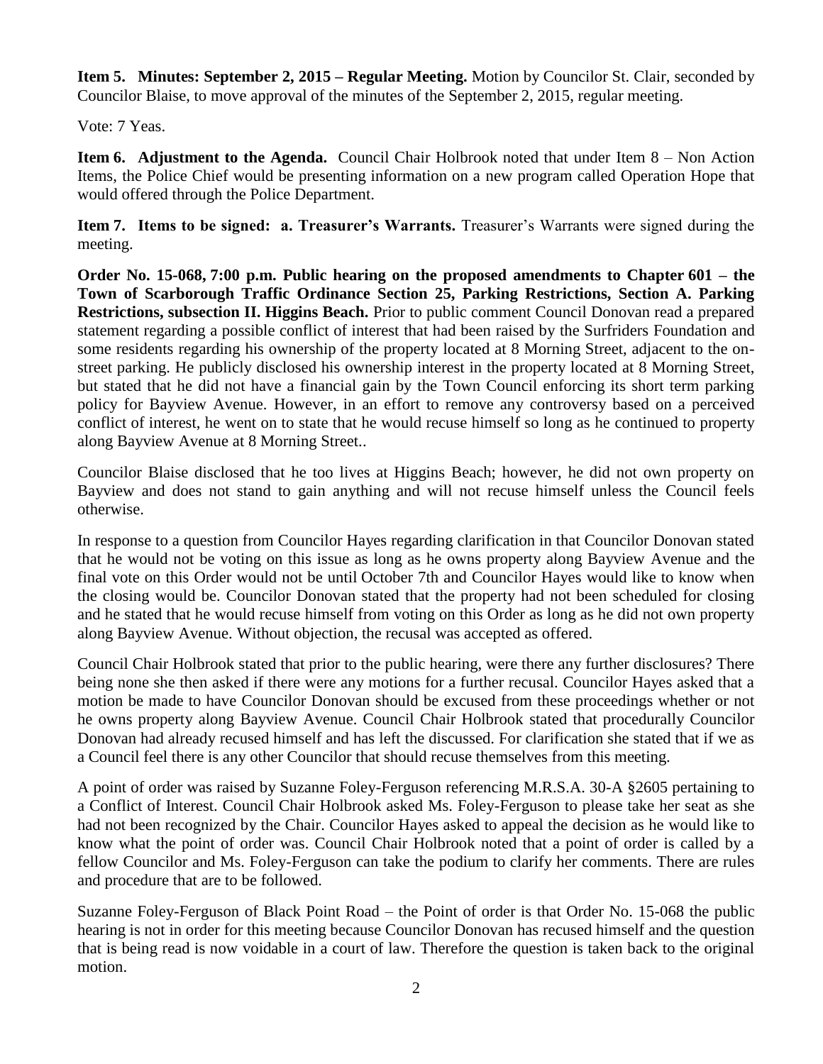**Item 5. Minutes: September 2, 2015 – Regular Meeting.** Motion by Councilor St. Clair, seconded by Councilor Blaise, to move approval of the minutes of the September 2, 2015, regular meeting.

Vote: 7 Yeas.

**Item 6. Adjustment to the Agenda.** Council Chair Holbrook noted that under Item 8 – Non Action Items, the Police Chief would be presenting information on a new program called Operation Hope that would offered through the Police Department.

**Item 7. Items to be signed: a. Treasurer's Warrants.** Treasurer's Warrants were signed during the meeting.

**Order No. 15-068, 7:00 p.m. Public hearing on the proposed amendments to Chapter 601 – the Town of Scarborough Traffic Ordinance Section 25, Parking Restrictions, Section A. Parking Restrictions, subsection II. Higgins Beach.** Prior to public comment Council Donovan read a prepared statement regarding a possible conflict of interest that had been raised by the Surfriders Foundation and some residents regarding his ownership of the property located at 8 Morning Street, adjacent to the on-street parking. He publicly disclosed his ownership interest in the property located at 8 Morning Street, but stated that he did not have a financial gain by the Town Council enforcing its short term parking policy for Bayview Avenue. However, in an effort to remove any controversy based on a perceived conflict of interest, he went on to state that he would recuse himself so long as he continued to property along Bayview Avenue at 8 Morning Street..

Councilor Blaise disclosed that he too lives at Higgins Beach; however, he did not own property on Bayview and does not stand to gain anything and will not recuse himself unless the Council feels otherwise.

In response to a question from Councilor Hayes regarding clarification in that Councilor Donovan stated that he would not be voting on this issue as long as he owns property along Bayview Avenue and the final vote on this Order would not be until October 7th and Councilor Hayes would like to know when the closing would be. Councilor Donovan stated that the property had not been scheduled for closing and he stated that he would recuse himself from voting on this Order as long as he did not own property along Bayview Avenue. Without objection, the recusal was accepted as offered.

Council Chair Holbrook stated that prior to the public hearing, were there any further disclosures? There being none she then asked if there were any motions for a further recusal. Councilor Hayes asked that a motion be made to have Councilor Donovan should be excused from these proceedings whether or not he owns property along Bayview Avenue. Council Chair Holbrook stated that procedurally Councilor Donovan had already recused himself and has left the discussed. For clarification she stated that if we as a Council feel there is any other Councilor that should recuse themselves from this meeting.

A point of order was raised by Suzanne Foley-Ferguson referencing M.R.S.A. 30-A §2605 pertaining to a Conflict of Interest. Council Chair Holbrook asked Ms. Foley-Ferguson to please take her seat as she had not been recognized by the Chair. Councilor Hayes asked to appeal the decision as he would like to know what the point of order was. Council Chair Holbrook noted that a point of order is called by a fellow Councilor and Ms. Foley-Ferguson can take the podium to clarify her comments. There are rules and procedure that are to be followed.

Suzanne Foley-Ferguson of Black Point Road – the Point of order is that Order No. 15-068 the public hearing is not in order for this meeting because Councilor Donovan has recused himself and the question that is being read is now voidable in a court of law. Therefore the question is taken back to the original motion.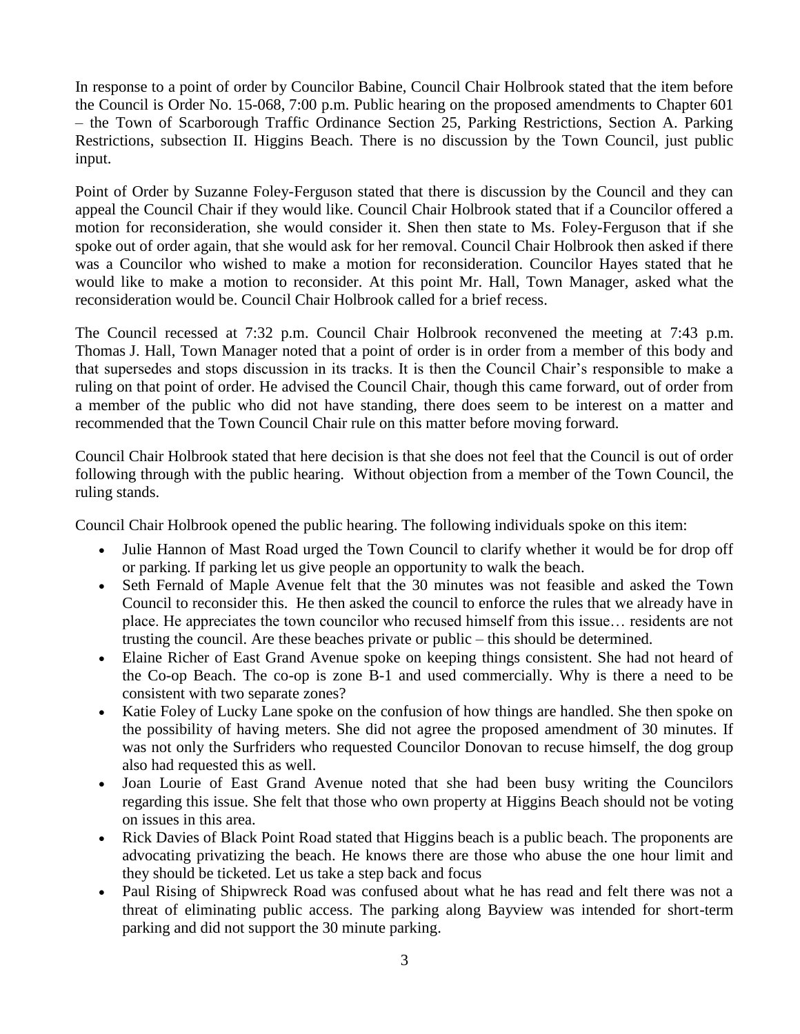In response to a point of order by Councilor Babine, Council Chair Holbrook stated that the item before the Council is Order No. 15-068, 7:00 p.m. Public hearing on the proposed amendments to Chapter 601 – the Town of Scarborough Traffic Ordinance Section 25, Parking Restrictions, Section A. Parking Restrictions, subsection II. Higgins Beach. There is no discussion by the Town Council, just public input.

Point of Order by Suzanne Foley-Ferguson stated that there is discussion by the Council and they can appeal the Council Chair if they would like. Council Chair Holbrook stated that if a Councilor offered a motion for reconsideration, she would consider it. Shen then state to Ms. Foley-Ferguson that if she spoke out of order again, that she would ask for her removal. Council Chair Holbrook then asked if there was a Councilor who wished to make a motion for reconsideration. Councilor Hayes stated that he would like to make a motion to reconsider. At this point Mr. Hall, Town Manager, asked what the reconsideration would be. Council Chair Holbrook called for a brief recess.

The Council recessed at 7:32 p.m. Council Chair Holbrook reconvened the meeting at 7:43 p.m. Thomas J. Hall, Town Manager noted that a point of order is in order from a member of this body and that supersedes and stops discussion in its tracks. It is then the Council Chair's responsible to make a ruling on that point of order. He advised the Council Chair, though this came forward, out of order from a member of the public who did not have standing, there does seem to be interest on a matter and recommended that the Town Council Chair rule on this matter before moving forward.

Council Chair Holbrook stated that here decision is that she does not feel that the Council is out of order following through with the public hearing. Without objection from a member of the Town Council, the ruling stands.

Council Chair Holbrook opened the public hearing. The following individuals spoke on this item:

- Julie Hannon of Mast Road urged the Town Council to clarify whether it would be for drop off or parking. If parking let us give people an opportunity to walk the beach.
- Seth Fernald of Maple Avenue felt that the 30 minutes was not feasible and asked the Town Council to reconsider this. He then asked the council to enforce the rules that we already have in place. He appreciates the town councilor who recused himself from this issue… residents are not trusting the council. Are these beaches private or public – this should be determined.
- Elaine Richer of East Grand Avenue spoke on keeping things consistent. She had not heard of the Co-op Beach. The co-op is zone B-1 and used commercially. Why is there a need to be consistent with two separate zones?
- Katie Foley of Lucky Lane spoke on the confusion of how things are handled. She then spoke on the possibility of having meters. She did not agree the proposed amendment of 30 minutes. If was not only the Surfriders who requested Councilor Donovan to recuse himself, the dog group also had requested this as well.
- Joan Lourie of East Grand Avenue noted that she had been busy writing the Councilors regarding this issue. She felt that those who own property at Higgins Beach should not be voting on issues in this area.
- Rick Davies of Black Point Road stated that Higgins beach is a public beach. The proponents are advocating privatizing the beach. He knows there are those who abuse the one hour limit and they should be ticketed. Let us take a step back and focus
- Paul Rising of Shipwreck Road was confused about what he has read and felt there was not a threat of eliminating public access. The parking along Bayview was intended for short-term parking and did not support the 30 minute parking.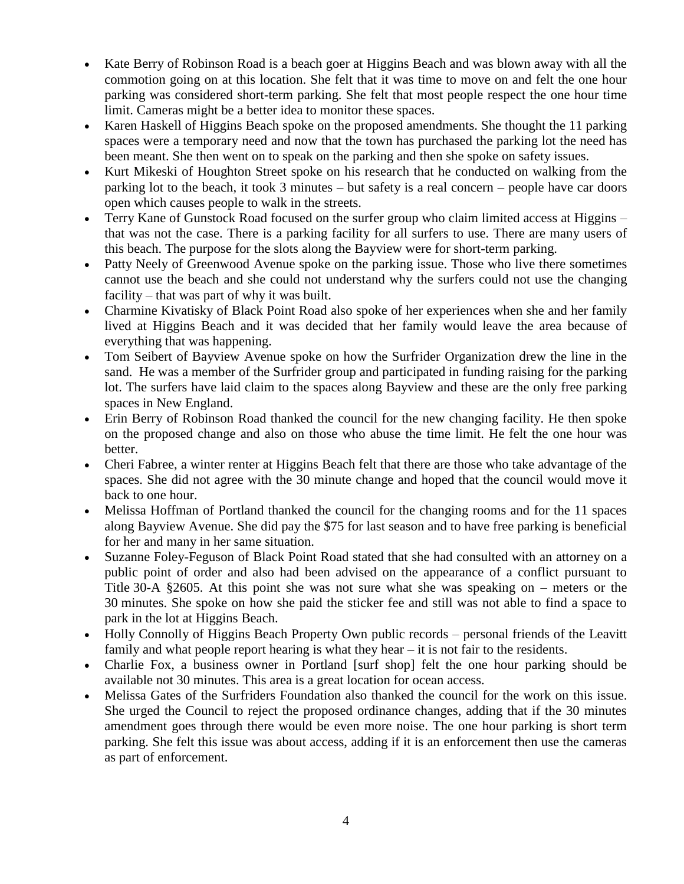- Kate Berry of Robinson Road is a beach goer at Higgins Beach and was blown away with all the commotion going on at this location. She felt that it was time to move on and felt the one hour parking was considered short-term parking. She felt that most people respect the one hour time limit. Cameras might be a better idea to monitor these spaces.
- Karen Haskell of Higgins Beach spoke on the proposed amendments. She thought the 11 parking spaces were a temporary need and now that the town has purchased the parking lot the need has been meant. She then went on to speak on the parking and then she spoke on safety issues.
- Kurt Mikeski of Houghton Street spoke on his research that he conducted on walking from the parking lot to the beach, it took 3 minutes – but safety is a real concern – people have car doors open which causes people to walk in the streets.
- Terry Kane of Gunstock Road focused on the surfer group who claim limited access at Higgins – that was not the case. There is a parking facility for all surfers to use. There are many users of this beach. The purpose for the slots along the Bayview were for short-term parking.
- Patty Neely of Greenwood Avenue spoke on the parking issue. Those who live there sometimes cannot use the beach and she could not understand why the surfers could not use the changing facility – that was part of why it was built.
- Charmine Kivatisky of Black Point Road also spoke of her experiences when she and her family lived at Higgins Beach and it was decided that her family would leave the area because of everything that was happening.
- Tom Seibert of Bayview Avenue spoke on how the Surfrider Organization drew the line in the sand. He was a member of the Surfrider group and participated in funding raising for the parking lot. The surfers have laid claim to the spaces along Bayview and these are the only free parking spaces in New England.
- Erin Berry of Robinson Road thanked the council for the new changing facility. He then spoke on the proposed change and also on those who abuse the time limit. He felt the one hour was better.
- Cheri Fabree, a winter renter at Higgins Beach felt that there are those who take advantage of the spaces. She did not agree with the 30 minute change and hoped that the council would move it back to one hour.
- Melissa Hoffman of Portland thanked the council for the changing rooms and for the 11 spaces along Bayview Avenue. She did pay the $75 for last season and to have free parking is beneficial for her and many in her same situation.
- Suzanne Foley-Feguson of Black Point Road stated that she had consulted with an attorney on a public point of order and also had been advised on the appearance of a conflict pursuant to Title 30-A §2605. At this point she was not sure what she was speaking on – meters or the 30 minutes. She spoke on how she paid the sticker fee and still was not able to find a space to park in the lot at Higgins Beach.
- Holly Connolly of Higgins Beach Property Own public records – personal friends of the Leavitt family and what people report hearing is what they hear – it is not fair to the residents.
- Charlie Fox, a business owner in Portland [surf shop] felt the one hour parking should be available not 30 minutes. This area is a great location for ocean access.
- Melissa Gates of the Surfriders Foundation also thanked the council for the work on this issue. She urged the Council to reject the proposed ordinance changes, adding that if the 30 minutes amendment goes through there would be even more noise. The one hour parking is short term parking. She felt this issue was about access, adding if it is an enforcement then use the cameras as part of enforcement.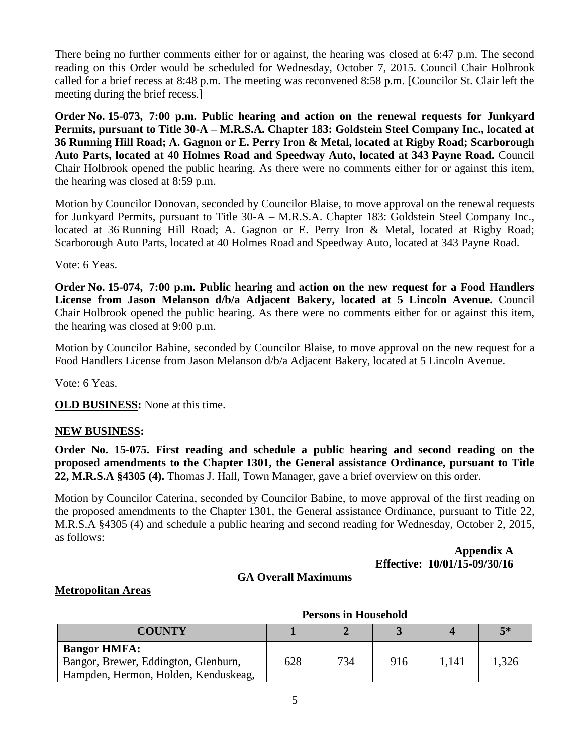There being no further comments either for or against, the hearing was closed at 6:47 p.m. The second reading on this Order would be scheduled for Wednesday, October 7, 2015. Council Chair Holbrook called for a brief recess at 8:48 p.m. The meeting was reconvened 8:58 p.m. [Councilor St. Clair left the meeting during the brief recess.]

**Order No. 15-073, 7:00 p.m. Public hearing and action on the renewal requests for Junkyard Permits, pursuant to Title 30-A – M.R.S.A. Chapter 183: Goldstein Steel Company Inc., located at 36 Running Hill Road; A. Gagnon or E. Perry Iron & Metal, located at Rigby Road; Scarborough Auto Parts, located at 40 Holmes Road and Speedway Auto, located at 343 Payne Road.** Council Chair Holbrook opened the public hearing. As there were no comments either for or against this item, the hearing was closed at 8:59 p.m.

Motion by Councilor Donovan, seconded by Councilor Blaise, to move approval on the renewal requests for Junkyard Permits, pursuant to Title 30-A – M.R.S.A. Chapter 183: Goldstein Steel Company Inc., located at 36 Running Hill Road; A. Gagnon or E. Perry Iron & Metal, located at Rigby Road; Scarborough Auto Parts, located at 40 Holmes Road and Speedway Auto, located at 343 Payne Road.

Vote: 6 Yeas.

**Order No. 15-074, 7:00 p.m. Public hearing and action on the new request for a Food Handlers License from Jason Melanson d/b/a Adjacent Bakery, located at 5 Lincoln Avenue.** Council Chair Holbrook opened the public hearing. As there were no comments either for or against this item, the hearing was closed at 9:00 p.m.

Motion by Councilor Babine, seconded by Councilor Blaise, to move approval on the new request for a Food Handlers License from Jason Melanson d/b/a Adjacent Bakery, located at 5 Lincoln Avenue.

Vote: 6 Yeas.

**OLD BUSINESS:** None at this time.

**NEW BUSINESS:**

**Order No. 15-075. First reading and schedule a public hearing and second reading on the proposed amendments to the Chapter 1301, the General assistance Ordinance, pursuant to Title 22, M.R.S.A §4305 (4).** Thomas J. Hall, Town Manager, gave a brief overview on this order.

Motion by Councilor Caterina, seconded by Councilor Babine, to move approval of the first reading on the proposed amendments to the Chapter 1301, the General assistance Ordinance, pursuant to Title 22, M.R.S.A §4305 (4) and schedule a public hearing and second reading for Wednesday, October 2, 2015, as follows:

**Appendix A**
**Effective: 10/01/15-09/30/16**

**GA Overall Maximums**

**Metropolitan Areas**

**Persons in Household**

| COUNTY | 1 | 2 | 3 | 4 | 5* |
|---|---|---|---|---|---|
| **Bangor HMFA:** Bangor, Brewer, Eddington, Glenburn, Hampden, Hermon, Holden, Kenduskeag, | 628 | 734 | 916 | 1,141 | 1,326 |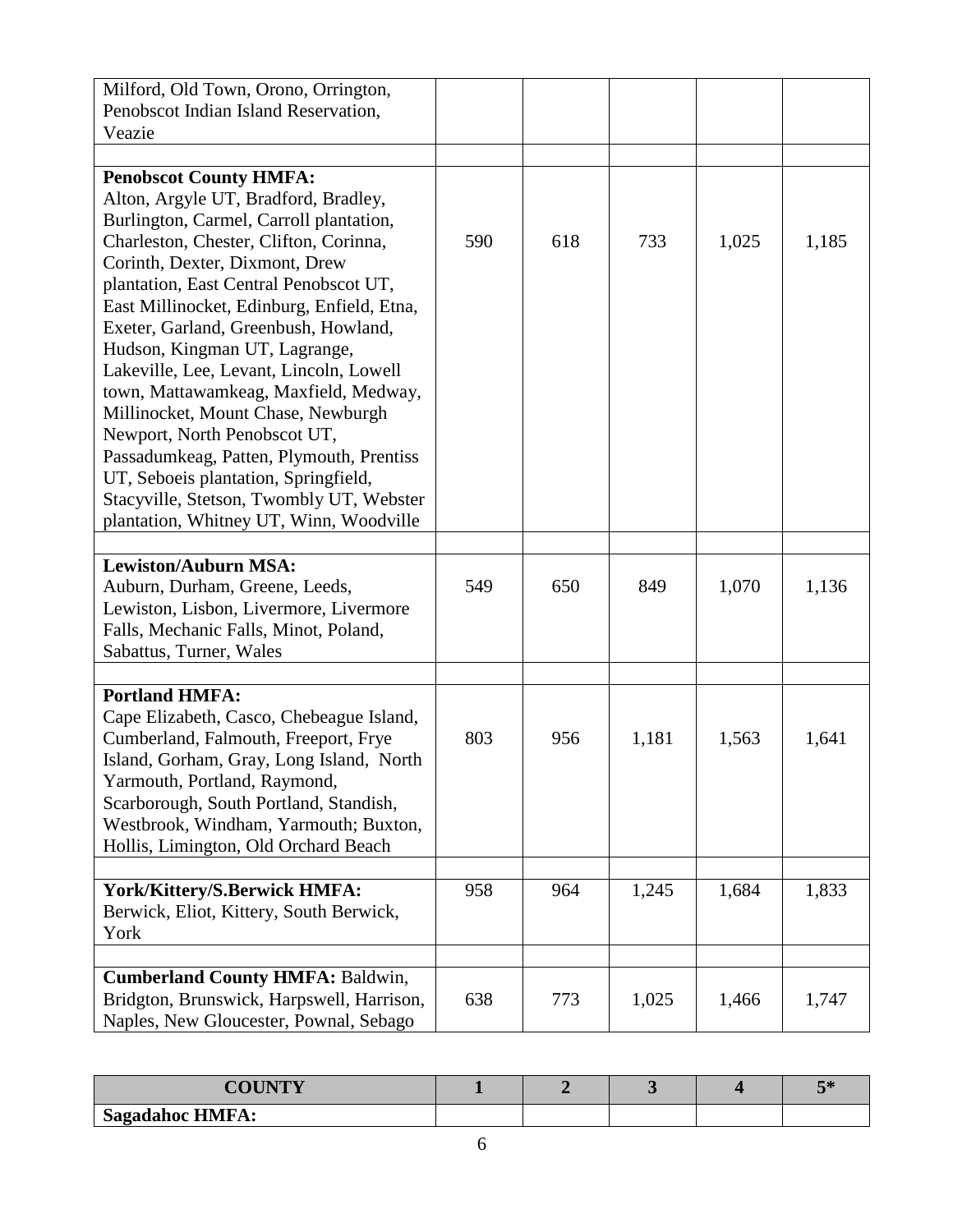| | | | | | |
|---|---|---|---|---|---|
| Milford, Old Town, Orono, Orrington, Penobscot Indian Island Reservation, Veazie | | | | | |
| | | | | | |
| **Penobscot County HMFA:** Alton, Argyle UT, Bradford, Bradley, Burlington, Carmel, Carroll plantation, Charleston, Chester, Clifton, Corinna, Corinth, Dexter, Dixmont, Drew plantation, East Central Penobscot UT, East Millinocket, Edinburg, Enfield, Etna, Exeter, Garland, Greenbush, Howland, Hudson, Kingman UT, Lagrange, Lakeville, Lee, Levant, Lincoln, Lowell town, Mattawamkeag, Maxfield, Medway, Millinocket, Mount Chase, Newburgh Newport, North Penobscot UT, Passadumkeag, Patten, Plymouth, Prentiss UT, Seboeis plantation, Springfield, Stacyville, Stetson, Twombly UT, Webster plantation, Whitney UT, Winn, Woodville | 590 | 618 | 733 | 1,025 | 1,185 |
| | | | | | |
| **Lewiston/Auburn MSA:** Auburn, Durham, Greene, Leeds, Lewiston, Lisbon, Livermore, Livermore Falls, Mechanic Falls, Minot, Poland, Sabattus, Turner, Wales | 549 | 650 | 849 | 1,070 | 1,136 |
| | | | | | |
| **Portland HMFA:** Cape Elizabeth, Casco, Chebeague Island, Cumberland, Falmouth, Freeport, Frye Island, Gorham, Gray, Long Island, North Yarmouth, Portland, Raymond, Scarborough, South Portland, Standish, Westbrook, Windham, Yarmouth; Buxton, Hollis, Limington, Old Orchard Beach | 803 | 956 | 1,181 | 1,563 | 1,641 |
| | | | | | |
| **York/Kittery/S.Berwick HMFA:** Berwick, Eliot, Kittery, South Berwick, York | 958 | 964 | 1,245 | 1,684 | 1,833 |
| | | | | | |
| **Cumberland County HMFA:** Baldwin, Bridgton, Brunswick, Harpswell, Harrison, Naples, New Gloucester, Pownal, Sebago | 638 | 773 | 1,025 | 1,466 | 1,747 |

| COUNTY | 1 | 2 | 3 | 4 | 5* |
|---|---|---|---|---|---|
| **Sagadahoc HMFA:** | | | | | |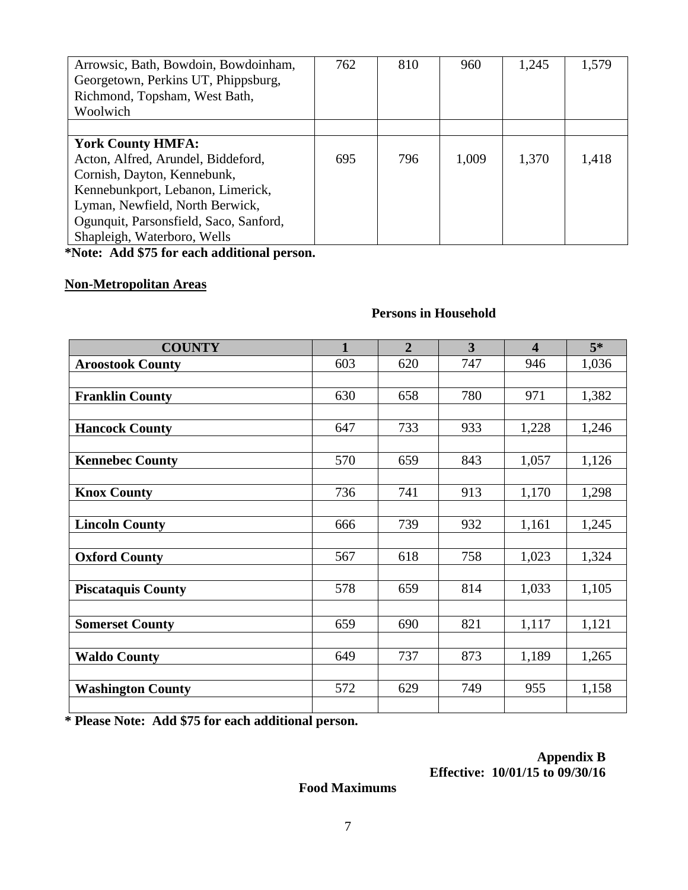| | | | | | |
|---|---|---|---|---|---|
| Arrowsic, Bath, Bowdoin, Bowdoinham, Georgetown, Perkins UT, Phippsburg, Richmond, Topsham, West Bath, Woolwich | 762 | 810 | 960 | 1,245 | 1,579 |
| | | | | | |
| **York County HMFA:** Acton, Alfred, Arundel, Biddeford, Cornish, Dayton, Kennebunk, Kennebunkport, Lebanon, Limerick, Lyman, Newfield, North Berwick, Ogunquit, Parsonsfield, Saco, Sanford, Shapleigh, Waterboro, Wells | 695 | 796 | 1,009 | 1,370 | 1,418 |

**\*Note: Add $75 for each additional person.**

**Non-Metropolitan Areas**

**Persons in Household**

| COUNTY | 1 | 2 | 3 | 4 | 5* |
|---|---|---|---|---|---|
| **Aroostook County** | 603 | 620 | 747 | 946 | 1,036 |
| | | | | | |
| **Franklin County** | 630 | 658 | 780 | 971 | 1,382 |
| | | | | | |
| **Hancock County** | 647 | 733 | 933 | 1,228 | 1,246 |
| | | | | | |
| **Kennebec County** | 570 | 659 | 843 | 1,057 | 1,126 |
| | | | | | |
| **Knox County** | 736 | 741 | 913 | 1,170 | 1,298 |
| | | | | | |
| **Lincoln County** | 666 | 739 | 932 | 1,161 | 1,245 |
| | | | | | |
| **Oxford County** | 567 | 618 | 758 | 1,023 | 1,324 |
| | | | | | |
| **Piscataquis County** | 578 | 659 | 814 | 1,033 | 1,105 |
| | | | | | |
| **Somerset County** | 659 | 690 | 821 | 1,117 | 1,121 |
| | | | | | |
| **Waldo County** | 649 | 737 | 873 | 1,189 | 1,265 |
| | | | | | |
| **Washington County** | 572 | 629 | 749 | 955 | 1,158 |
| | | | | | |

**\* Please Note: Add $75 for each additional person.**

**Appendix B**
**Effective: 10/01/15 to 09/30/16**

**Food Maximums**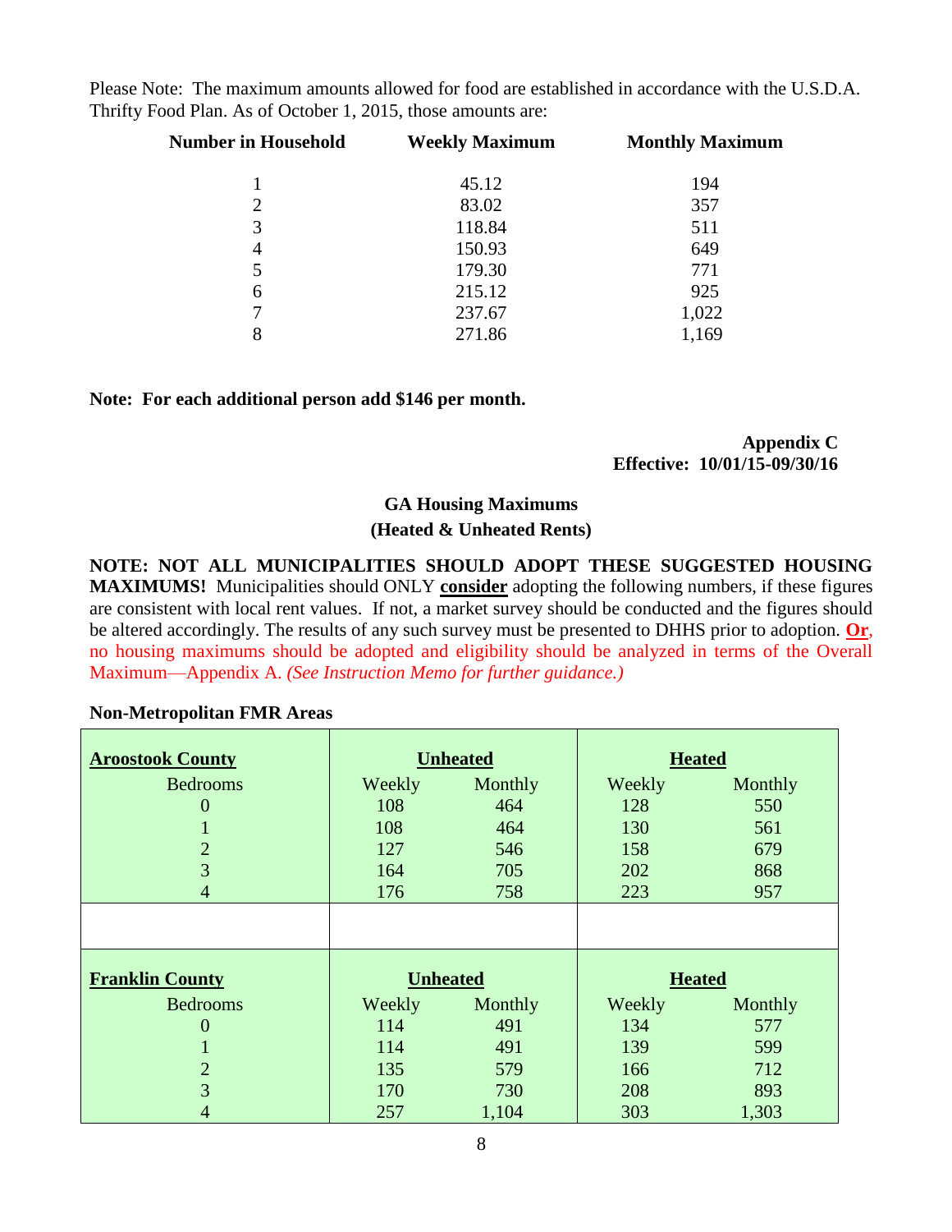Please Note: The maximum amounts allowed for food are established in accordance with the U.S.D.A. Thrifty Food Plan. As of October 1, 2015, those amounts are:

| Number in Household | Weekly Maximum | Monthly Maximum |
|---|---|---|
| 1 | 45.12 | 194 |
| 2 | 83.02 | 357 |
| 3 | 118.84 | 511 |
| 4 | 150.93 | 649 |
| 5 | 179.30 | 771 |
| 6 | 215.12 | 925 |
| 7 | 237.67 | 1,022 |
| 8 | 271.86 | 1,169 |

**Note: For each additional person add $146 per month.**

**Appendix C**
**Effective: 10/01/15-09/30/16**

## GA Housing Maximums
## (Heated & Unheated Rents)

**NOTE: NOT ALL MUNICIPALITIES SHOULD ADOPT THESE SUGGESTED HOUSING MAXIMUMS!** Municipalities should ONLY **consider** adopting the following numbers, if these figures are consistent with local rent values. If not, a market survey should be conducted and the figures should be altered accordingly. The results of any such survey must be presented to DHHS prior to adoption. **Or**, no housing maximums should be adopted and eligibility should be analyzed in terms of the Overall Maximum—Appendix A. *(See Instruction Memo for further guidance.)*

**Non-Metropolitan FMR Areas**

| **Aroostook County** | **Unheated** | | **Heated** | |
|---|---|---|---|---|
| Bedrooms | Weekly | Monthly | Weekly | Monthly |
| 0 | 108 | 464 | 128 | 550 |
| 1 | 108 | 464 | 130 | 561 |
| 2 | 127 | 546 | 158 | 679 |
| 3 | 164 | 705 | 202 | 868 |
| 4 | 176 | 758 | 223 | 957 |

| **Franklin County** | **Unheated** | | **Heated** | |
|---|---|---|---|---|
| Bedrooms | Weekly | Monthly | Weekly | Monthly |
| 0 | 114 | 491 | 134 | 577 |
| 1 | 114 | 491 | 139 | 599 |
| 2 | 135 | 579 | 166 | 712 |
| 3 | 170 | 730 | 208 | 893 |
| 4 | 257 | 1,104 | 303 | 1,303 |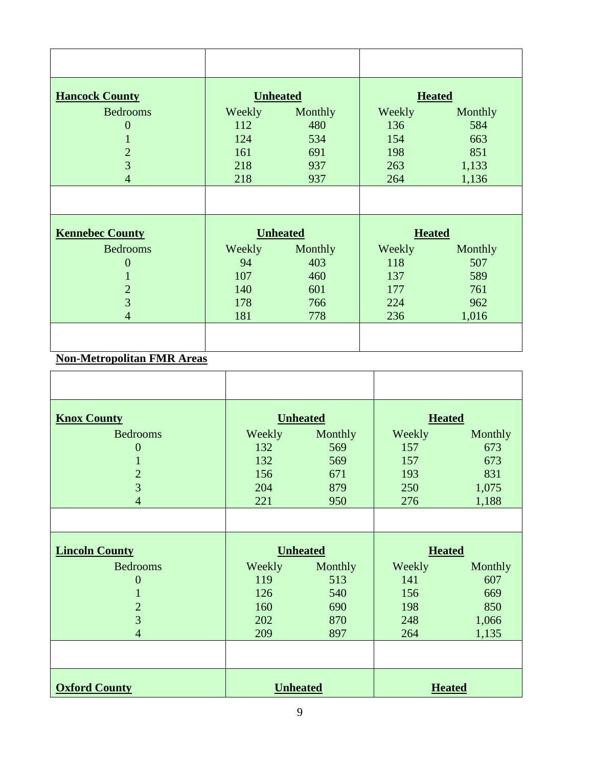| **Hancock County** | **Unheated** | | **Heated** | |
|---|---|---|---|---|
| Bedrooms | Weekly | Monthly | Weekly | Monthly |
| 0 | 112 | 480 | 136 | 584 |
| 1 | 124 | 534 | 154 | 663 |
| 2 | 161 | 691 | 198 | 851 |
| 3 | 218 | 937 | 263 | 1,133 |
| 4 | 218 | 937 | 264 | 1,136 |

| **Kennebec County** | **Unheated** | | **Heated** | |
|---|---|---|---|---|
| Bedrooms | Weekly | Monthly | Weekly | Monthly |
| 0 | 94 | 403 | 118 | 507 |
| 1 | 107 | 460 | 137 | 589 |
| 2 | 140 | 601 | 177 | 761 |
| 3 | 178 | 766 | 224 | 962 |
| 4 | 181 | 778 | 236 | 1,016 |

**Non-Metropolitan FMR Areas**

| **Knox County** | **Unheated** | | **Heated** | |
|---|---|---|---|---|
| Bedrooms | Weekly | Monthly | Weekly | Monthly |
| 0 | 132 | 569 | 157 | 673 |
| 1 | 132 | 569 | 157 | 673 |
| 2 | 156 | 671 | 193 | 831 |
| 3 | 204 | 879 | 250 | 1,075 |
| 4 | 221 | 950 | 276 | 1,188 |

| **Lincoln County** | **Unheated** | | **Heated** | |
|---|---|---|---|---|
| Bedrooms | Weekly | Monthly | Weekly | Monthly |
| 0 | 119 | 513 | 141 | 607 |
| 1 | 126 | 540 | 156 | 669 |
| 2 | 160 | 690 | 198 | 850 |
| 3 | 202 | 870 | 248 | 1,066 |
| 4 | 209 | 897 | 264 | 1,135 |

| **Oxford County** | **Unheated** | | **Heated** | |
|---|---|---|---|---|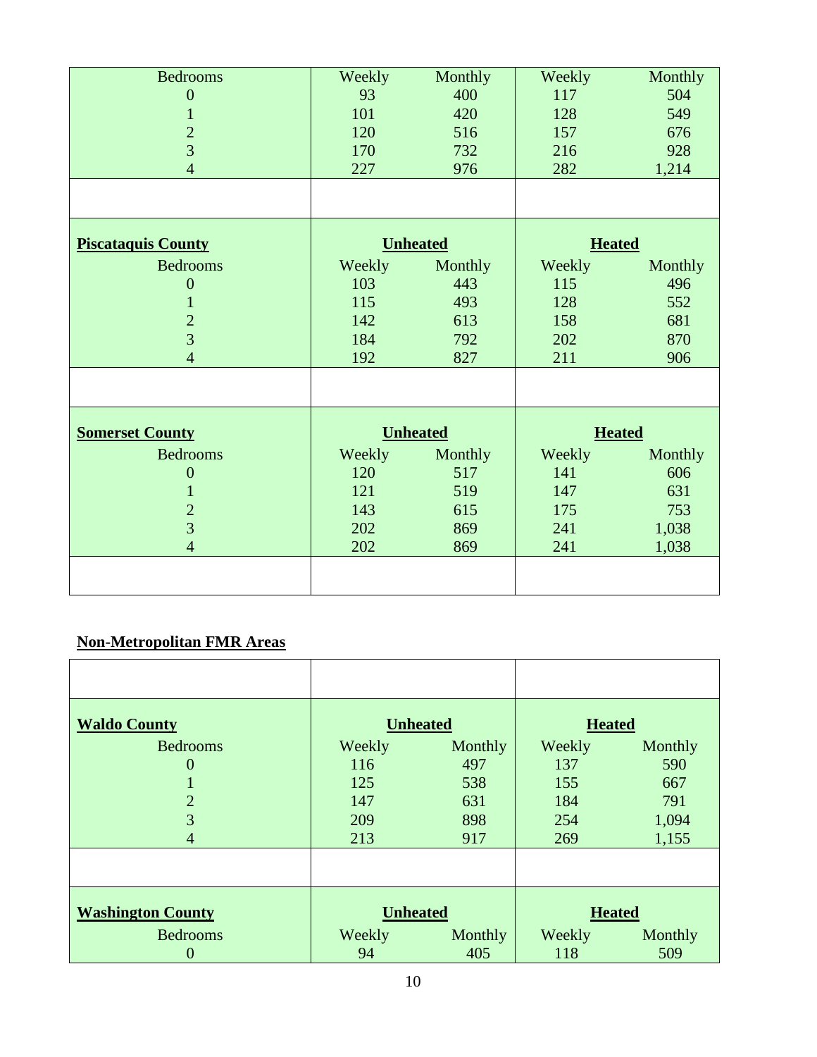| Bedrooms | Weekly | Monthly | Weekly | Monthly |
|---|---|---|---|---|
| 0 | 93 | 400 | 117 | 504 |
| 1 | 101 | 420 | 128 | 549 |
| 2 | 120 | 516 | 157 | 676 |
| 3 | 170 | 732 | 216 | 928 |
| 4 | 227 | 976 | 282 | 1,214 |

| **Piscataquis County** | **Unheated** | | **Heated** | |
|---|---|---|---|---|
| Bedrooms | Weekly | Monthly | Weekly | Monthly |
| 0 | 103 | 443 | 115 | 496 |
| 1 | 115 | 493 | 128 | 552 |
| 2 | 142 | 613 | 158 | 681 |
| 3 | 184 | 792 | 202 | 870 |
| 4 | 192 | 827 | 211 | 906 |

| **Somerset County** | **Unheated** | | **Heated** | |
|---|---|---|---|---|
| Bedrooms | Weekly | Monthly | Weekly | Monthly |
| 0 | 120 | 517 | 141 | 606 |
| 1 | 121 | 519 | 147 | 631 |
| 2 | 143 | 615 | 175 | 753 |
| 3 | 202 | 869 | 241 | 1,038 |
| 4 | 202 | 869 | 241 | 1,038 |

## Non-Metropolitan FMR Areas

| **Waldo County** | **Unheated** | | **Heated** | |
|---|---|---|---|---|
| Bedrooms | Weekly | Monthly | Weekly | Monthly |
| 0 | 116 | 497 | 137 | 590 |
| 1 | 125 | 538 | 155 | 667 |
| 2 | 147 | 631 | 184 | 791 |
| 3 | 209 | 898 | 254 | 1,094 |
| 4 | 213 | 917 | 269 | 1,155 |

| **Washington County** | **Unheated** | | **Heated** | |
|---|---|---|---|---|
| Bedrooms | Weekly | Monthly | Weekly | Monthly |
| 0 | 94 | 405 | 118 | 509 |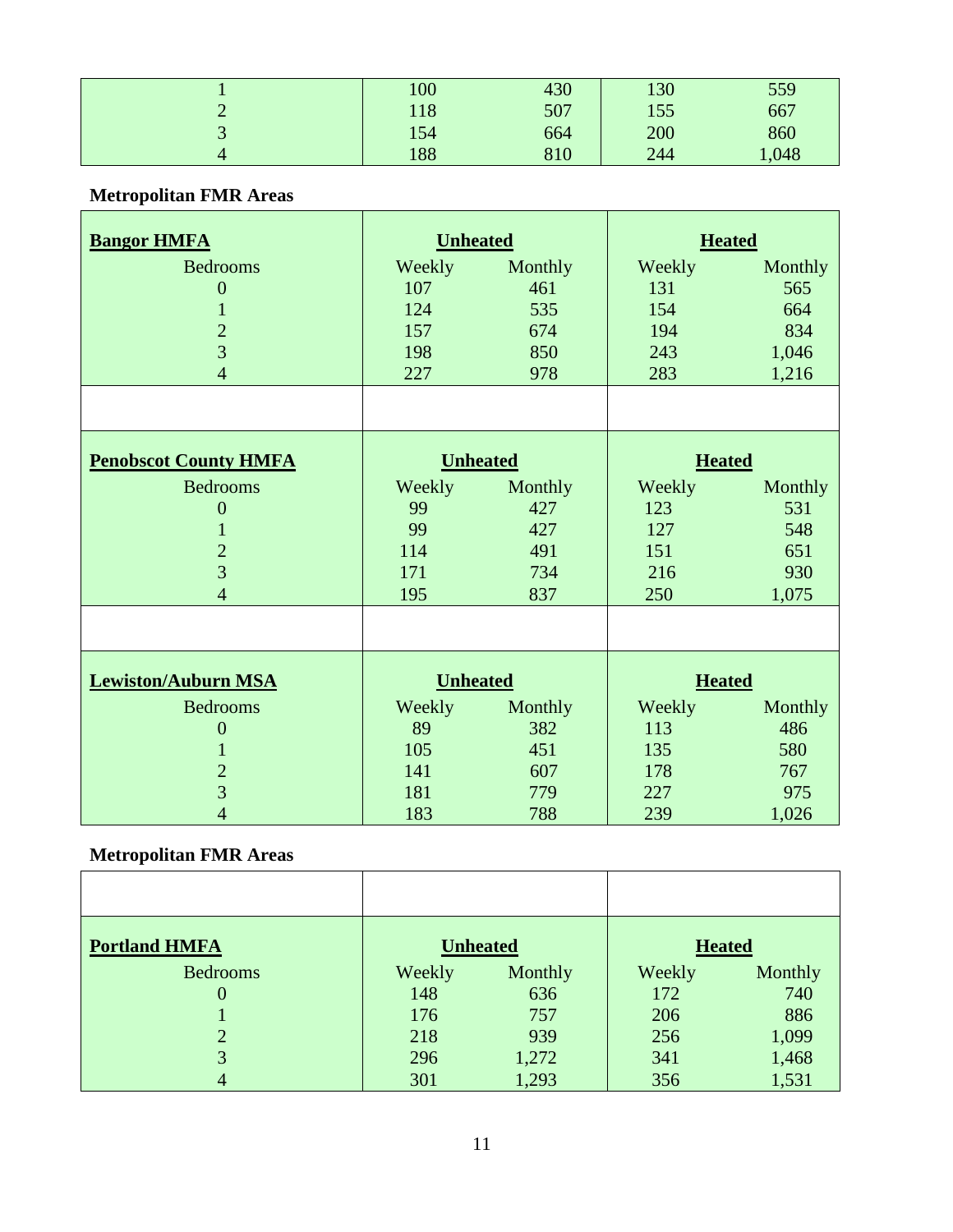| | | | | |
|---|---|---|---|---|
| 1 | 100 | 430 | 130 | 559 |
| 2 | 118 | 507 | 155 | 667 |
| 3 | 154 | 664 | 200 | 860 |
| 4 | 188 | 810 | 244 | 1,048 |

**Metropolitan FMR Areas**

| **Bangor HMFA** | **Unheated** | | **Heated** | |
|---|---|---|---|---|
| Bedrooms | Weekly | Monthly | Weekly | Monthly |
| 0 | 107 | 461 | 131 | 565 |
| 1 | 124 | 535 | 154 | 664 |
| 2 | 157 | 674 | 194 | 834 |
| 3 | 198 | 850 | 243 | 1,046 |
| 4 | 227 | 978 | 283 | 1,216 |

| **Penobscot County HMFA** | **Unheated** | | **Heated** | |
|---|---|---|---|---|
| Bedrooms | Weekly | Monthly | Weekly | Monthly |
| 0 | 99 | 427 | 123 | 531 |
| 1 | 99 | 427 | 127 | 548 |
| 2 | 114 | 491 | 151 | 651 |
| 3 | 171 | 734 | 216 | 930 |
| 4 | 195 | 837 | 250 | 1,075 |

| **Lewiston/Auburn MSA** | **Unheated** | | **Heated** | |
|---|---|---|---|---|
| Bedrooms | Weekly | Monthly | Weekly | Monthly |
| 0 | 89 | 382 | 113 | 486 |
| 1 | 105 | 451 | 135 | 580 |
| 2 | 141 | 607 | 178 | 767 |
| 3 | 181 | 779 | 227 | 975 |
| 4 | 183 | 788 | 239 | 1,026 |

**Metropolitan FMR Areas**

| **Portland HMFA** | **Unheated** | | **Heated** | |
|---|---|---|---|---|
| Bedrooms | Weekly | Monthly | Weekly | Monthly |
| 0 | 148 | 636 | 172 | 740 |
| 1 | 176 | 757 | 206 | 886 |
| 2 | 218 | 939 | 256 | 1,099 |
| 3 | 296 | 1,272 | 341 | 1,468 |
| 4 | 301 | 1,293 | 356 | 1,531 |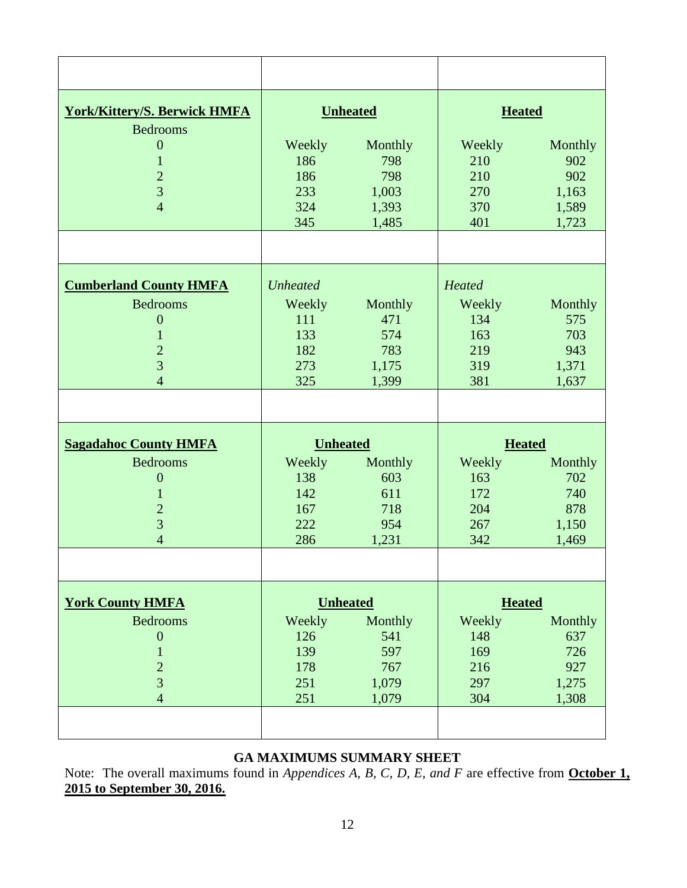| York/Kittery/S. Berwick HMFA | Unheated | | Heated | |
|---|---|---|---|---|
| Bedrooms | | | | |
| 0 | Weekly | Monthly | Weekly | Monthly |
| 1 | 186 | 798 | 210 | 902 |
| 2 | 186 | 798 | 210 | 902 |
| 3 | 233 | 1,003 | 270 | 1,163 |
| 4 | 324 | 1,393 | 370 | 1,589 |
| | 345 | 1,485 | 401 | 1,723 |

| Cumberland County HMFA | *Unheated* | | *Heated* | |
|---|---|---|---|---|
| Bedrooms | Weekly | Monthly | Weekly | Monthly |
| 0 | 111 | 471 | 134 | 575 |
| 1 | 133 | 574 | 163 | 703 |
| 2 | 182 | 783 | 219 | 943 |
| 3 | 273 | 1,175 | 319 | 1,371 |
| 4 | 325 | 1,399 | 381 | 1,637 |

| Sagadahoc County HMFA | Unheated | | Heated | |
|---|---|---|---|---|
| Bedrooms | Weekly | Monthly | Weekly | Monthly |
| 0 | 138 | 603 | 163 | 702 |
| 1 | 142 | 611 | 172 | 740 |
| 2 | 167 | 718 | 204 | 878 |
| 3 | 222 | 954 | 267 | 1,150 |
| 4 | 286 | 1,231 | 342 | 1,469 |

| York County HMFA | Unheated | | Heated | |
|---|---|---|---|---|
| Bedrooms | Weekly | Monthly | Weekly | Monthly |
| 0 | 126 | 541 | 148 | 637 |
| 1 | 139 | 597 | 169 | 726 |
| 2 | 178 | 767 | 216 | 927 |
| 3 | 251 | 1,079 | 297 | 1,275 |
| 4 | 251 | 1,079 | 304 | 1,308 |

**GA MAXIMUMS SUMMARY SHEET**

Note: The overall maximums found in *Appendices A, B, C, D, E, and F* are effective from **October 1, 2015 to September 30, 2016.**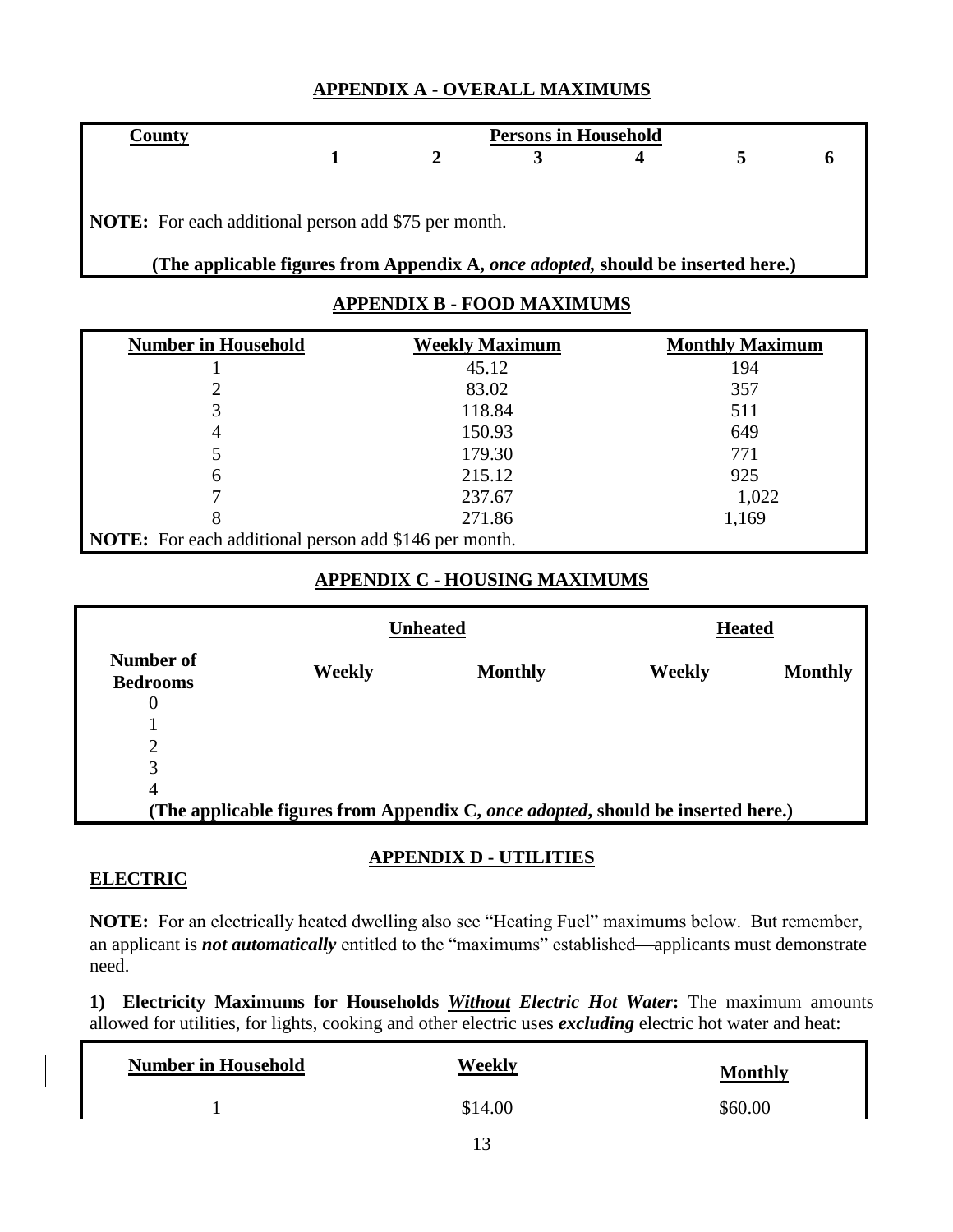## APPENDIX A - OVERALL MAXIMUMS

| County | Persons in Household | | | | | |
|---|---|---|---|---|---|---|
| | 1 | 2 | 3 | 4 | 5 | 6 |

**NOTE:** For each additional person add $75 per month.

**(The applicable figures from Appendix A, *once adopted,* should be inserted here.)**

## APPENDIX B - FOOD MAXIMUMS

| Number in Household | Weekly Maximum | Monthly Maximum |
|---|---|---|
| 1 | 45.12 | 194 |
| 2 | 83.02 | 357 |
| 3 | 118.84 | 511 |
| 4 | 150.93 | 649 |
| 5 | 179.30 | 771 |
| 6 | 215.12 | 925 |
| 7 | 237.67 | 1,022 |
| 8 | 271.86 | 1,169 |

**NOTE:** For each additional person add $146 per month.

## APPENDIX C - HOUSING MAXIMUMS

| | Unheated | | Heated | |
|---|---|---|---|---|
| Number of Bedrooms | Weekly | Monthly | Weekly | Monthly |
| 0 | | | | |
| 1 | | | | |
| 2 | | | | |
| 3 | | | | |
| 4 | | | | |

**(The applicable figures from Appendix C, *once adopted*, should be inserted here.)**

## APPENDIX D - UTILITIES

### ELECTRIC

**NOTE:** For an electrically heated dwelling also see "Heating Fuel" maximums below. But remember, an applicant is ***not automatically*** entitled to the "maximums" established—applicants must demonstrate need.

**1) Electricity Maximums for Households *Without* Electric Hot Water:** The maximum amounts allowed for utilities, for lights, cooking and other electric uses ***excluding*** electric hot water and heat:

| Number in Household | Weekly | Monthly |
|---|---|---|
| 1 | $14.00 | $60.00 |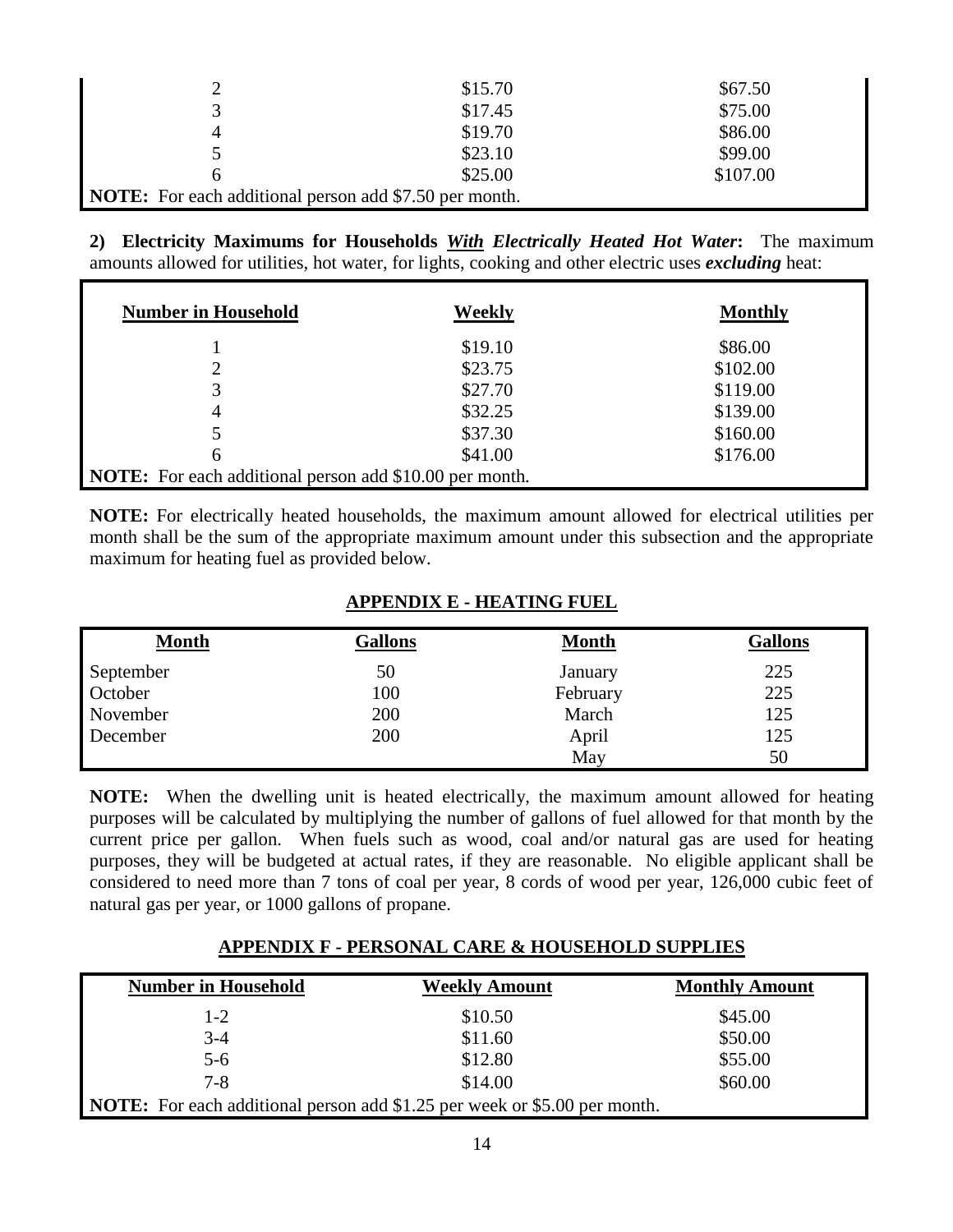| | | |
|---|---|---|
| 2 | \$15.70 | \$67.50 |
| 3 | \$17.45 | \$75.00 |
| 4 | \$19.70 | \$86.00 |
| 5 | \$23.10 | \$99.00 |
| 6 | \$25.00 | \$107.00 |
| **NOTE:** For each additional person add \$7.50 per month. | | |

**2) Electricity Maximums for Households *With Electrically Heated Hot Water*:** The maximum amounts allowed for utilities, hot water, for lights, cooking and other electric uses ***excluding*** heat:

| **Number in Household** | **Weekly** | **Monthly** |
|---|---|---|
| 1 | \$19.10 | \$86.00 |
| 2 | \$23.75 | \$102.00 |
| 3 | \$27.70 | \$119.00 |
| 4 | \$32.25 | \$139.00 |
| 5 | \$37.30 | \$160.00 |
| 6 | \$41.00 | \$176.00 |
| **NOTE:** For each additional person add \$10.00 per month. | | |

**NOTE:** For electrically heated households, the maximum amount allowed for electrical utilities per month shall be the sum of the appropriate maximum amount under this subsection and the appropriate maximum for heating fuel as provided below.

## APPENDIX E - HEATING FUEL

| **Month** | **Gallons** | **Month** | **Gallons** |
|---|---|---|---|
| September | 50 | January | 225 |
| October | 100 | February | 225 |
| November | 200 | March | 125 |
| December | 200 | April | 125 |
| | | May | 50 |

**NOTE:** When the dwelling unit is heated electrically, the maximum amount allowed for heating purposes will be calculated by multiplying the number of gallons of fuel allowed for that month by the current price per gallon. When fuels such as wood, coal and/or natural gas are used for heating purposes, they will be budgeted at actual rates, if they are reasonable. No eligible applicant shall be considered to need more than 7 tons of coal per year, 8 cords of wood per year, 126,000 cubic feet of natural gas per year, or 1000 gallons of propane.

## APPENDIX F - PERSONAL CARE & HOUSEHOLD SUPPLIES

| **Number in Household** | **Weekly Amount** | **Monthly Amount** |
|---|---|---|
| 1-2 | \$10.50 | \$45.00 |
| 3-4 | \$11.60 | \$50.00 |
| 5-6 | \$12.80 | \$55.00 |
| 7-8 | \$14.00 | \$60.00 |
| **NOTE:** For each additional person add \$1.25 per week or \$5.00 per month. | | |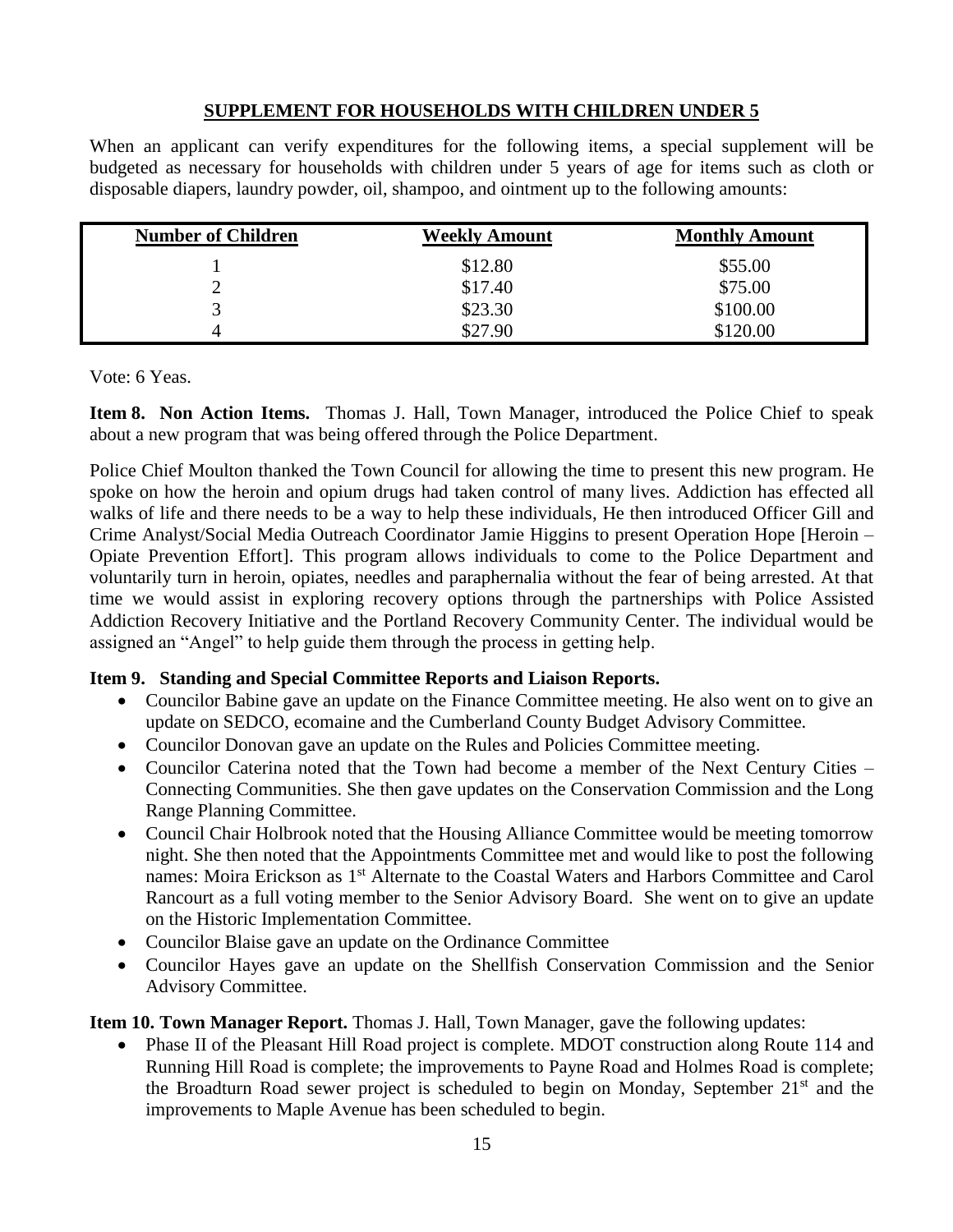**SUPPLEMENT FOR HOUSEHOLDS WITH CHILDREN UNDER 5**

When an applicant can verify expenditures for the following items, a special supplement will be budgeted as necessary for households with children under 5 years of age for items such as cloth or disposable diapers, laundry powder, oil, shampoo, and ointment up to the following amounts:

| Number of Children | Weekly Amount | Monthly Amount |
|---|---|---|
| 1 | $12.80 | $55.00 |
| 2 | $17.40 | $75.00 |
| 3 | $23.30 | $100.00 |
| 4 | $27.90 | $120.00 |

Vote: 6 Yeas.

**Item 8. Non Action Items.** Thomas J. Hall, Town Manager, introduced the Police Chief to speak about a new program that was being offered through the Police Department.

Police Chief Moulton thanked the Town Council for allowing the time to present this new program. He spoke on how the heroin and opium drugs had taken control of many lives. Addiction has effected all walks of life and there needs to be a way to help these individuals, He then introduced Officer Gill and Crime Analyst/Social Media Outreach Coordinator Jamie Higgins to present Operation Hope [Heroin – Opiate Prevention Effort]. This program allows individuals to come to the Police Department and voluntarily turn in heroin, opiates, needles and paraphernalia without the fear of being arrested. At that time we would assist in exploring recovery options through the partnerships with Police Assisted Addiction Recovery Initiative and the Portland Recovery Community Center. The individual would be assigned an "Angel" to help guide them through the process in getting help.

**Item 9. Standing and Special Committee Reports and Liaison Reports.**

- Councilor Babine gave an update on the Finance Committee meeting. He also went on to give an update on SEDCO, ecomaine and the Cumberland County Budget Advisory Committee.
- Councilor Donovan gave an update on the Rules and Policies Committee meeting.
- Councilor Caterina noted that the Town had become a member of the Next Century Cities – Connecting Communities. She then gave updates on the Conservation Commission and the Long Range Planning Committee.
- Council Chair Holbrook noted that the Housing Alliance Committee would be meeting tomorrow night. She then noted that the Appointments Committee met and would like to post the following names: Moira Erickson as 1st Alternate to the Coastal Waters and Harbors Committee and Carol Rancourt as a full voting member to the Senior Advisory Board. She went on to give an update on the Historic Implementation Committee.
- Councilor Blaise gave an update on the Ordinance Committee
- Councilor Hayes gave an update on the Shellfish Conservation Commission and the Senior Advisory Committee.

**Item 10. Town Manager Report.** Thomas J. Hall, Town Manager, gave the following updates:

- Phase II of the Pleasant Hill Road project is complete. MDOT construction along Route 114 and Running Hill Road is complete; the improvements to Payne Road and Holmes Road is complete; the Broadturn Road sewer project is scheduled to begin on Monday, September 21st and the improvements to Maple Avenue has been scheduled to begin.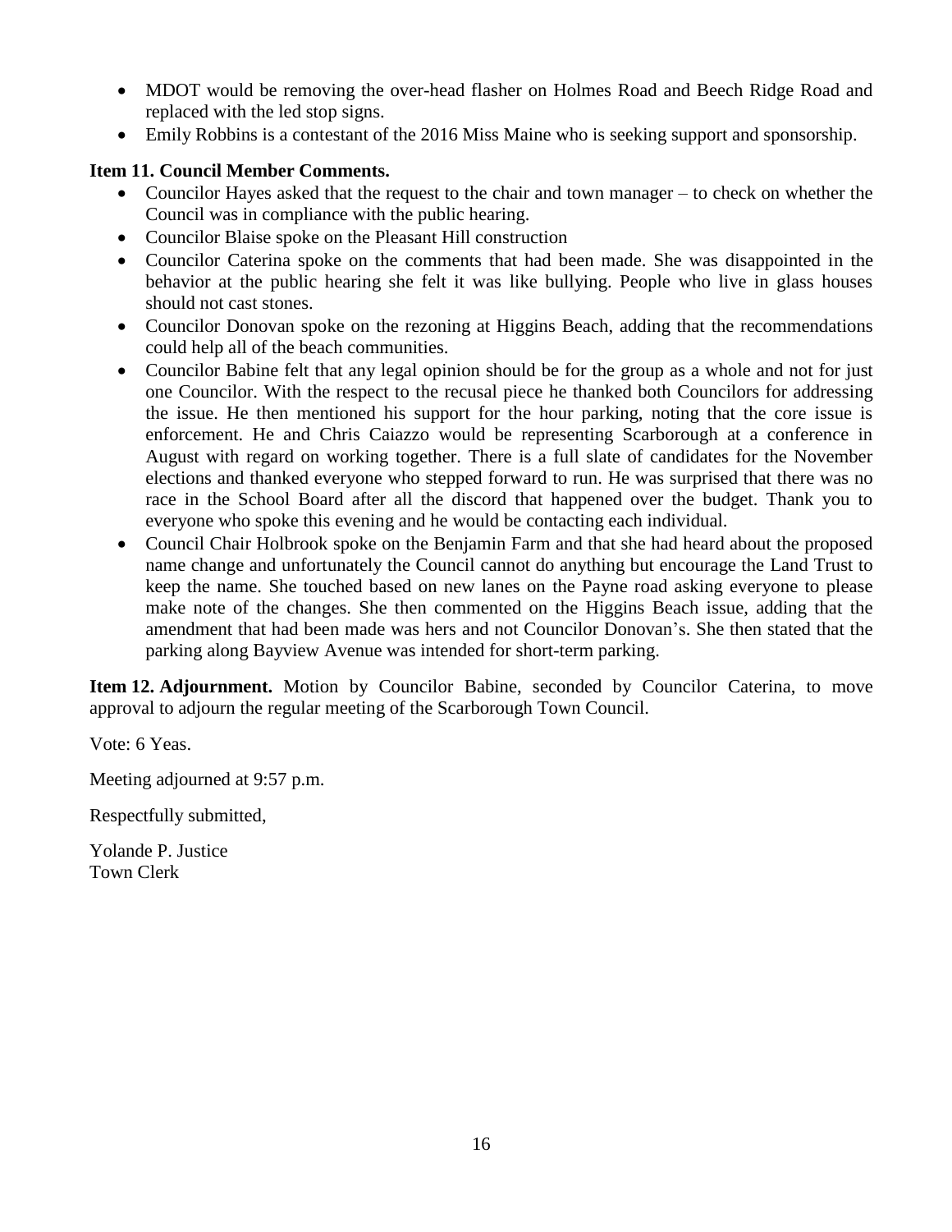- MDOT would be removing the over-head flasher on Holmes Road and Beech Ridge Road and replaced with the led stop signs.
- Emily Robbins is a contestant of the 2016 Miss Maine who is seeking support and sponsorship.

**Item 11. Council Member Comments.**

- Councilor Hayes asked that the request to the chair and town manager – to check on whether the Council was in compliance with the public hearing.
- Councilor Blaise spoke on the Pleasant Hill construction
- Councilor Caterina spoke on the comments that had been made. She was disappointed in the behavior at the public hearing she felt it was like bullying. People who live in glass houses should not cast stones.
- Councilor Donovan spoke on the rezoning at Higgins Beach, adding that the recommendations could help all of the beach communities.
- Councilor Babine felt that any legal opinion should be for the group as a whole and not for just one Councilor. With the respect to the recusal piece he thanked both Councilors for addressing the issue. He then mentioned his support for the hour parking, noting that the core issue is enforcement. He and Chris Caiazzo would be representing Scarborough at a conference in August with regard on working together. There is a full slate of candidates for the November elections and thanked everyone who stepped forward to run. He was surprised that there was no race in the School Board after all the discord that happened over the budget. Thank you to everyone who spoke this evening and he would be contacting each individual.
- Council Chair Holbrook spoke on the Benjamin Farm and that she had heard about the proposed name change and unfortunately the Council cannot do anything but encourage the Land Trust to keep the name. She touched based on new lanes on the Payne road asking everyone to please make note of the changes. She then commented on the Higgins Beach issue, adding that the amendment that had been made was hers and not Councilor Donovan's. She then stated that the parking along Bayview Avenue was intended for short-term parking.

**Item 12. Adjournment.** Motion by Councilor Babine, seconded by Councilor Caterina, to move approval to adjourn the regular meeting of the Scarborough Town Council.

Vote: 6 Yeas.

Meeting adjourned at 9:57 p.m.

Respectfully submitted,

Yolande P. Justice
Town Clerk